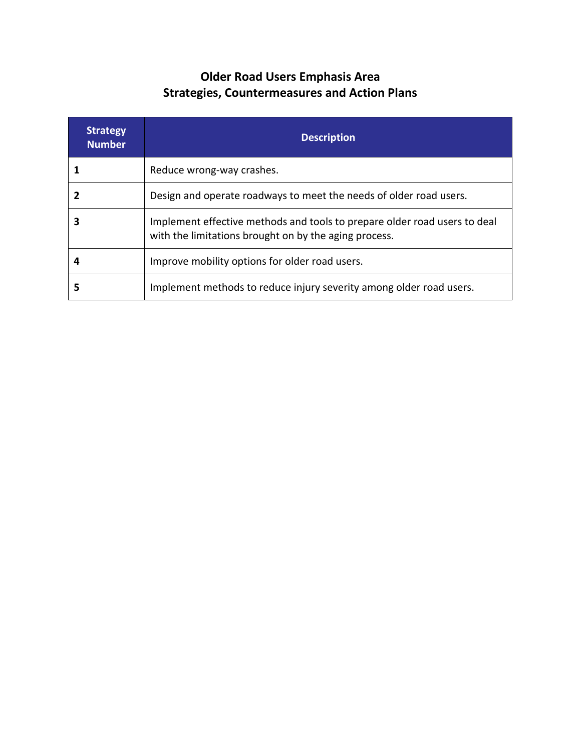# Older Road Users Emphasis Area
## Strategies, Countermeasures and Action Plans

| Strategy Number | Description |
|---|---|
| **1** | Reduce wrong-way crashes. |
| **2** | Design and operate roadways to meet the needs of older road users. |
| **3** | Implement effective methods and tools to prepare older road users to deal with the limitations brought on by the aging process. |
| **4** | Improve mobility options for older road users. |
| **5** | Implement methods to reduce injury severity among older road users. |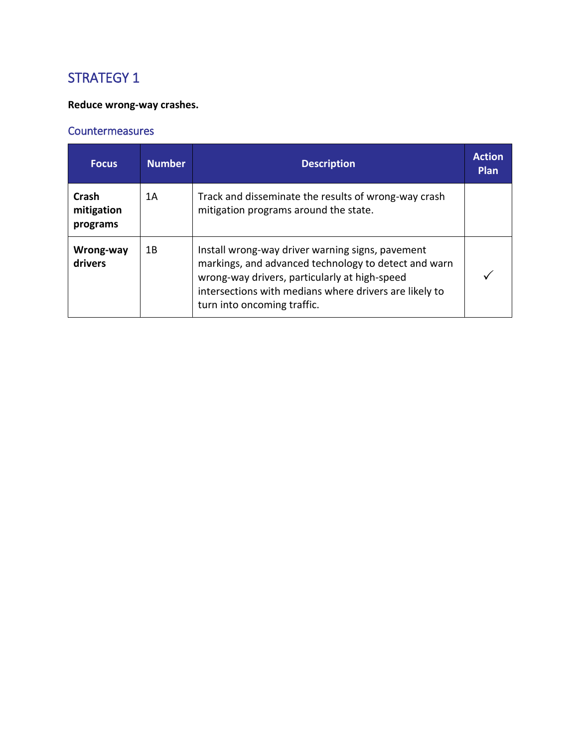## STRATEGY 1

**Reduce wrong-way crashes.**

### Countermeasures

| Focus | Number | Description | Action Plan |
| --- | --- | --- | --- |
| **Crash mitigation programs** | 1A | Track and disseminate the results of wrong-way crash mitigation programs around the state. | |
| **Wrong-way drivers** | 1B | Install wrong-way driver warning signs, pavement markings, and advanced technology to detect and warn wrong-way drivers, particularly at high-speed intersections with medians where drivers are likely to turn into oncoming traffic. | ✓ |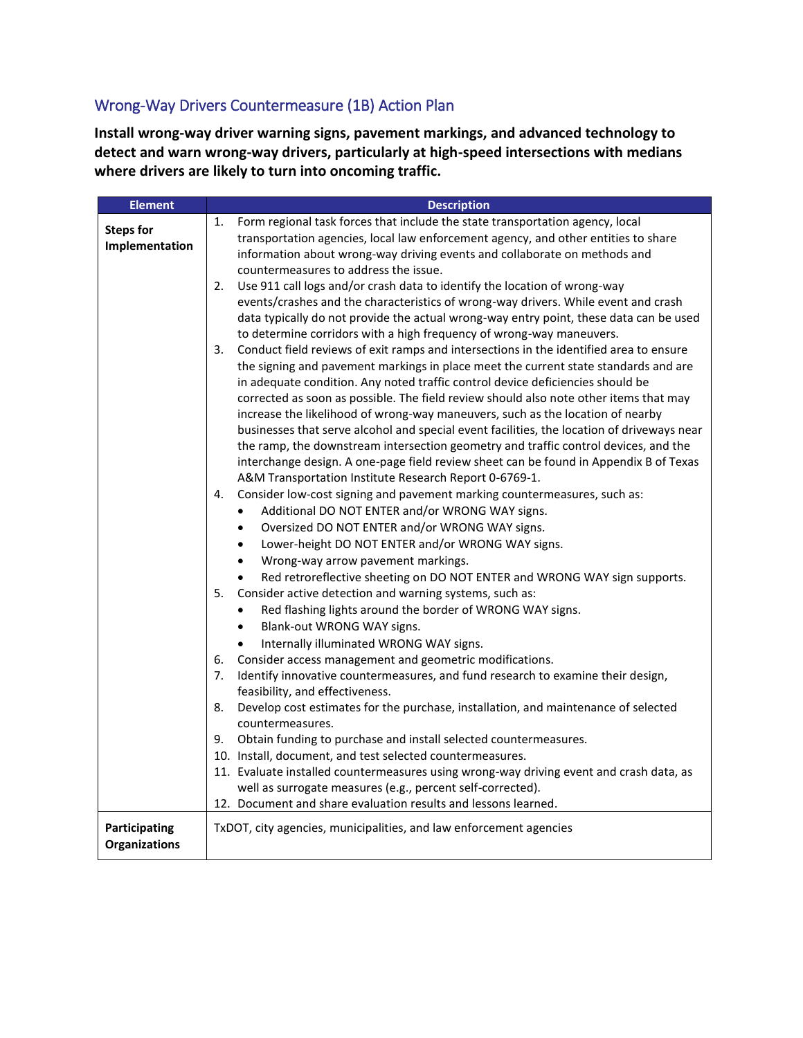## Wrong-Way Drivers Countermeasure (1B) Action Plan

**Install wrong-way driver warning signs, pavement markings, and advanced technology to detect and warn wrong-way drivers, particularly at high-speed intersections with medians where drivers are likely to turn into oncoming traffic.**

| Element | Description |
|---|---|
| **Steps for Implementation** | 1. Form regional task forces that include the state transportation agency, local transportation agencies, local law enforcement agency, and other entities to share information about wrong-way driving events and collaborate on methods and countermeasures to address the issue.<br>2. Use 911 call logs and/or crash data to identify the location of wrong-way events/crashes and the characteristics of wrong-way drivers. While event and crash data typically do not provide the actual wrong-way entry point, these data can be used to determine corridors with a high frequency of wrong-way maneuvers.<br>3. Conduct field reviews of exit ramps and intersections in the identified area to ensure the signing and pavement markings in place meet the current state standards and are in adequate condition. Any noted traffic control device deficiencies should be corrected as soon as possible. The field review should also note other items that may increase the likelihood of wrong-way maneuvers, such as the location of nearby businesses that serve alcohol and special event facilities, the location of driveways near the ramp, the downstream intersection geometry and traffic control devices, and the interchange design. A one-page field review sheet can be found in Appendix B of Texas A&M Transportation Institute Research Report 0-6769-1.<br>4. Consider low-cost signing and pavement marking countermeasures, such as:<br>• Additional DO NOT ENTER and/or WRONG WAY signs.<br>• Oversized DO NOT ENTER and/or WRONG WAY signs.<br>• Lower-height DO NOT ENTER and/or WRONG WAY signs.<br>• Wrong-way arrow pavement markings.<br>• Red retroreflective sheeting on DO NOT ENTER and WRONG WAY sign supports.<br>5. Consider active detection and warning systems, such as:<br>• Red flashing lights around the border of WRONG WAY signs.<br>• Blank-out WRONG WAY signs.<br>• Internally illuminated WRONG WAY signs.<br>6. Consider access management and geometric modifications.<br>7. Identify innovative countermeasures, and fund research to examine their design, feasibility, and effectiveness.<br>8. Develop cost estimates for the purchase, installation, and maintenance of selected countermeasures.<br>9. Obtain funding to purchase and install selected countermeasures.<br>10. Install, document, and test selected countermeasures.<br>11. Evaluate installed countermeasures using wrong-way driving event and crash data, as well as surrogate measures (e.g., percent self-corrected).<br>12. Document and share evaluation results and lessons learned. |
| **Participating Organizations** | TxDOT, city agencies, municipalities, and law enforcement agencies |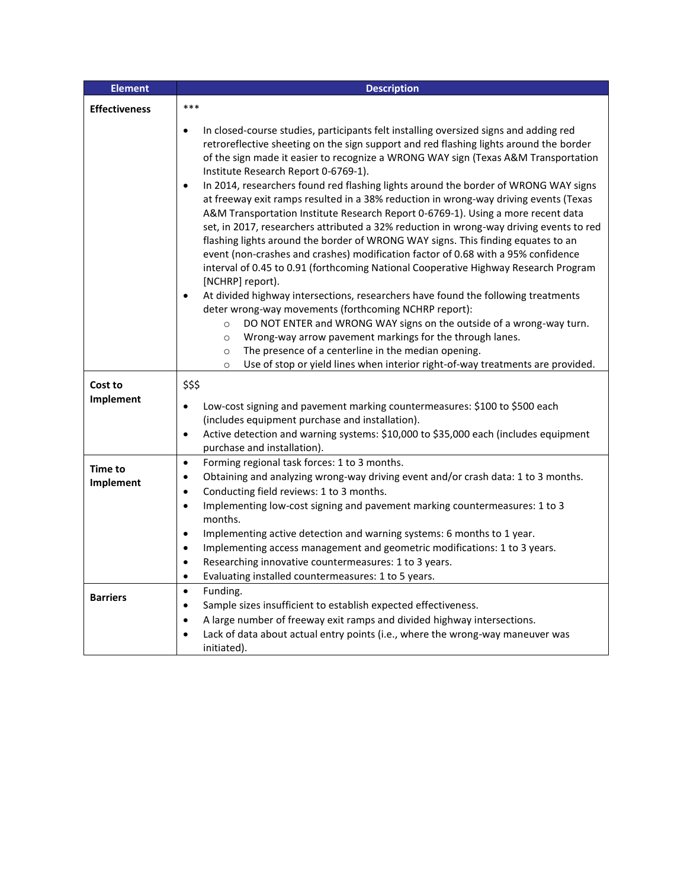| Element | Description |
| --- | --- |
| **Effectiveness** | *** <br><br> • In closed-course studies, participants felt installing oversized signs and adding red retroreflective sheeting on the sign support and red flashing lights around the border of the sign made it easier to recognize a WRONG WAY sign (Texas A&M Transportation Institute Research Report 0-6769-1). <br> • In 2014, researchers found red flashing lights around the border of WRONG WAY signs at freeway exit ramps resulted in a 38% reduction in wrong-way driving events (Texas A&M Transportation Institute Research Report 0-6769-1). Using a more recent data set, in 2017, researchers attributed a 32% reduction in wrong-way driving events to red flashing lights around the border of WRONG WAY signs. This finding equates to an event (non-crashes and crashes) modification factor of 0.68 with a 95% confidence interval of 0.45 to 0.91 (forthcoming National Cooperative Highway Research Program [NCHRP] report). <br> • At divided highway intersections, researchers have found the following treatments deter wrong-way movements (forthcoming NCHRP report): <br> ○ DO NOT ENTER and WRONG WAY signs on the outside of a wrong-way turn. <br> ○ Wrong-way arrow pavement markings for the through lanes. <br> ○ The presence of a centerline in the median opening. <br> ○ Use of stop or yield lines when interior right-of-way treatments are provided. |
| **Cost to Implement** | $$$ <br><br> • Low-cost signing and pavement marking countermeasures: $100 to $500 each (includes equipment purchase and installation). <br> • Active detection and warning systems: $10,000 to $35,000 each (includes equipment purchase and installation). |
| **Time to Implement** | • Forming regional task forces: 1 to 3 months. <br> • Obtaining and analyzing wrong-way driving event and/or crash data: 1 to 3 months. <br> • Conducting field reviews: 1 to 3 months. <br> • Implementing low-cost signing and pavement marking countermeasures: 1 to 3 months. <br> • Implementing active detection and warning systems: 6 months to 1 year. <br> • Implementing access management and geometric modifications: 1 to 3 years. <br> • Researching innovative countermeasures: 1 to 3 years. <br> • Evaluating installed countermeasures: 1 to 5 years. |
| **Barriers** | • Funding. <br> • Sample sizes insufficient to establish expected effectiveness. <br> • A large number of freeway exit ramps and divided highway intersections. <br> • Lack of data about actual entry points (i.e., where the wrong-way maneuver was initiated). |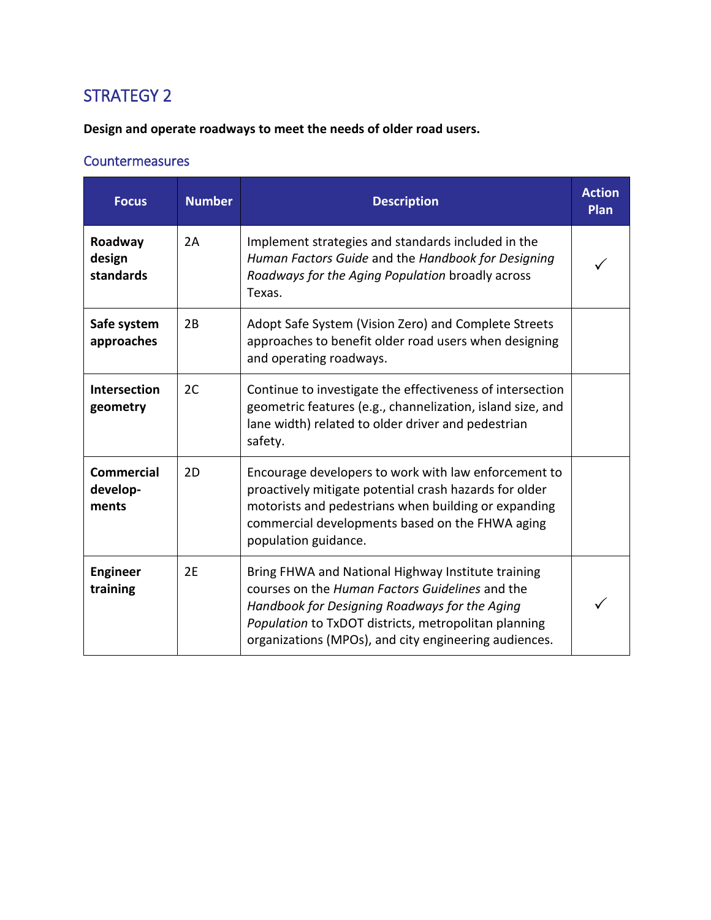## STRATEGY 2

**Design and operate roadways to meet the needs of older road users.**

### Countermeasures

| Focus | Number | Description | Action Plan |
|---|---|---|---|
| **Roadway design standards** | 2A | Implement strategies and standards included in the *Human Factors Guide* and the *Handbook for Designing Roadways for the Aging Population* broadly across Texas. | ✓ |
| **Safe system approaches** | 2B | Adopt Safe System (Vision Zero) and Complete Streets approaches to benefit older road users when designing and operating roadways. | |
| **Intersection geometry** | 2C | Continue to investigate the effectiveness of intersection geometric features (e.g., channelization, island size, and lane width) related to older driver and pedestrian safety. | |
| **Commercial develop-ments** | 2D | Encourage developers to work with law enforcement to proactively mitigate potential crash hazards for older motorists and pedestrians when building or expanding commercial developments based on the FHWA aging population guidance. | |
| **Engineer training** | 2E | Bring FHWA and National Highway Institute training courses on the *Human Factors Guidelines* and the *Handbook for Designing Roadways for the Aging Population* to TxDOT districts, metropolitan planning organizations (MPOs), and city engineering audiences. | ✓ |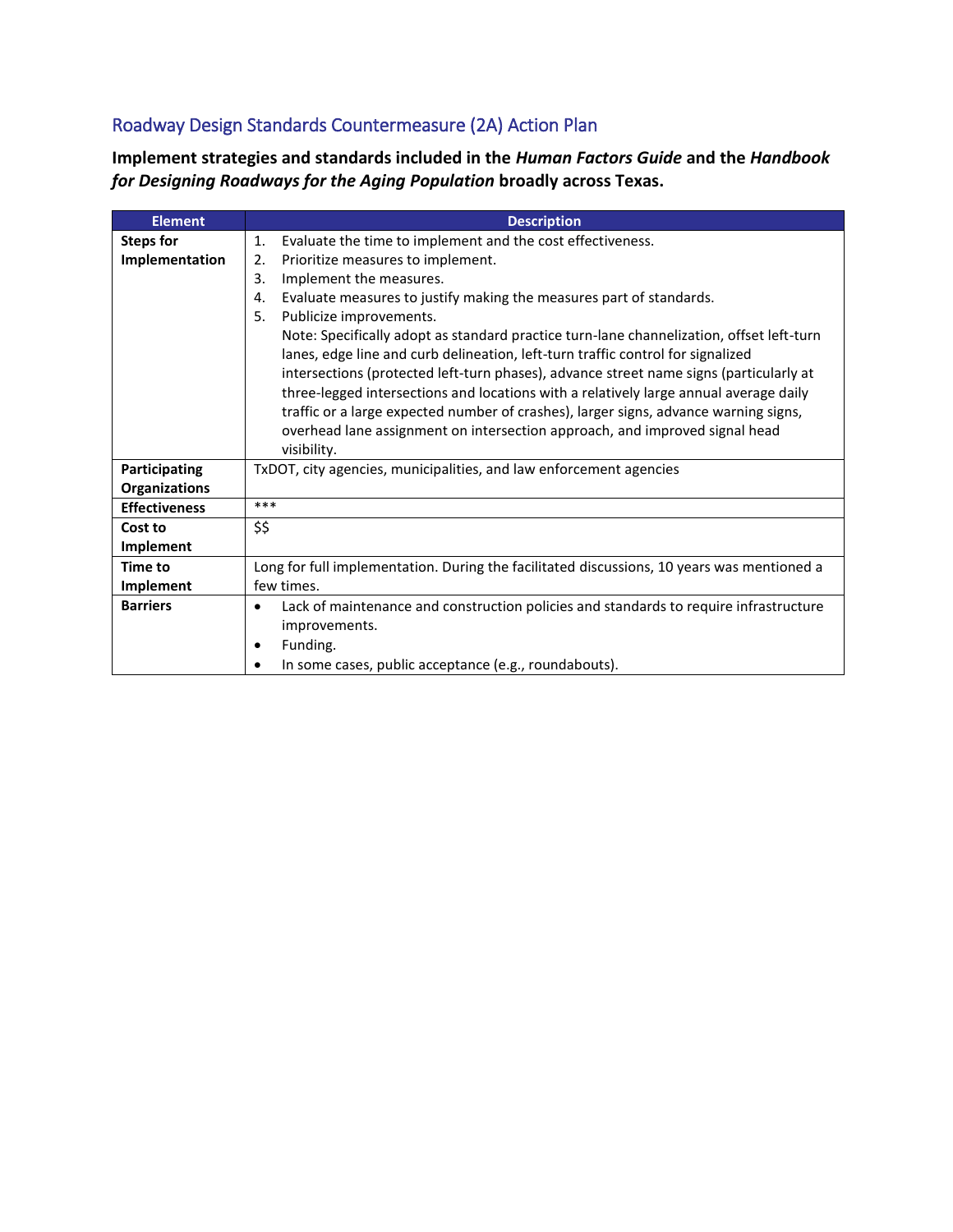## Roadway Design Standards Countermeasure (2A) Action Plan

**Implement strategies and standards included in the *Human Factors Guide* and the *Handbook for Designing Roadways for the Aging Population* broadly across Texas.**

| Element | Description |
|---|---|
| **Steps for Implementation** | 1. Evaluate the time to implement and the cost effectiveness.<br>2. Prioritize measures to implement.<br>3. Implement the measures.<br>4. Evaluate measures to justify making the measures part of standards.<br>5. Publicize improvements.<br>Note: Specifically adopt as standard practice turn-lane channelization, offset left-turn lanes, edge line and curb delineation, left-turn traffic control for signalized intersections (protected left-turn phases), advance street name signs (particularly at three-legged intersections and locations with a relatively large annual average daily traffic or a large expected number of crashes), larger signs, advance warning signs, overhead lane assignment on intersection approach, and improved signal head visibility. |
| **Participating Organizations** | TxDOT, city agencies, municipalities, and law enforcement agencies |
| **Effectiveness** | *** |
| **Cost to Implement** | $$ |
| **Time to Implement** | Long for full implementation. During the facilitated discussions, 10 years was mentioned a few times. |
| **Barriers** | • Lack of maintenance and construction policies and standards to require infrastructure improvements.<br>• Funding.<br>• In some cases, public acceptance (e.g., roundabouts). |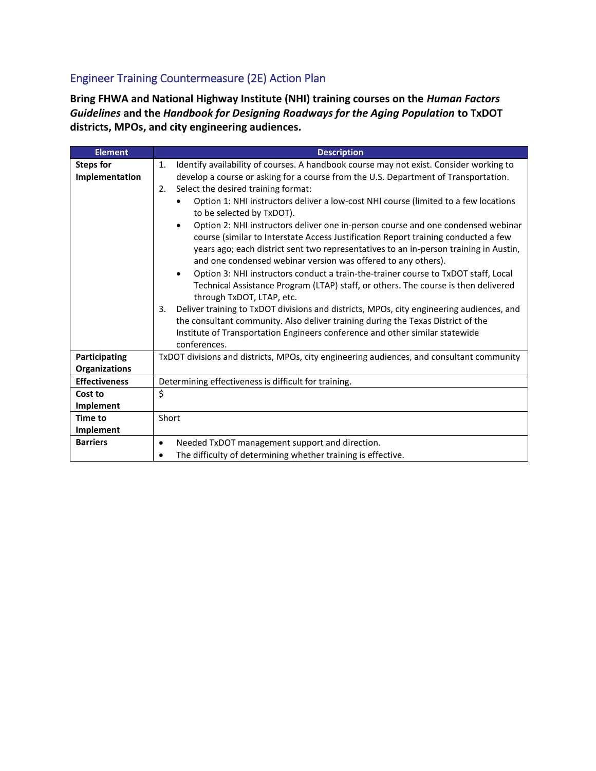## Engineer Training Countermeasure (2E) Action Plan

**Bring FHWA and National Highway Institute (NHI) training courses on the *Human Factors Guidelines* and the *Handbook for Designing Roadways for the Aging Population* to TxDOT districts, MPOs, and city engineering audiences.**

| Element | Description |
|---|---|
| **Steps for Implementation** | 1. Identify availability of courses. A handbook course may not exist. Consider working to develop a course or asking for a course from the U.S. Department of Transportation.<br>2. Select the desired training format:<br>• Option 1: NHI instructors deliver a low-cost NHI course (limited to a few locations to be selected by TxDOT).<br>• Option 2: NHI instructors deliver one in-person course and one condensed webinar course (similar to Interstate Access Justification Report training conducted a few years ago; each district sent two representatives to an in-person training in Austin, and one condensed webinar version was offered to any others).<br>• Option 3: NHI instructors conduct a train-the-trainer course to TxDOT staff, Local Technical Assistance Program (LTAP) staff, or others. The course is then delivered through TxDOT, LTAP, etc.<br>3. Deliver training to TxDOT divisions and districts, MPOs, city engineering audiences, and the consultant community. Also deliver training during the Texas District of the Institute of Transportation Engineers conference and other similar statewide conferences. |
| **Participating Organizations** | TxDOT divisions and districts, MPOs, city engineering audiences, and consultant community |
| **Effectiveness** | Determining effectiveness is difficult for training. |
| **Cost to Implement** | $ |
| **Time to Implement** | Short |
| **Barriers** | • Needed TxDOT management support and direction.<br>• The difficulty of determining whether training is effective. |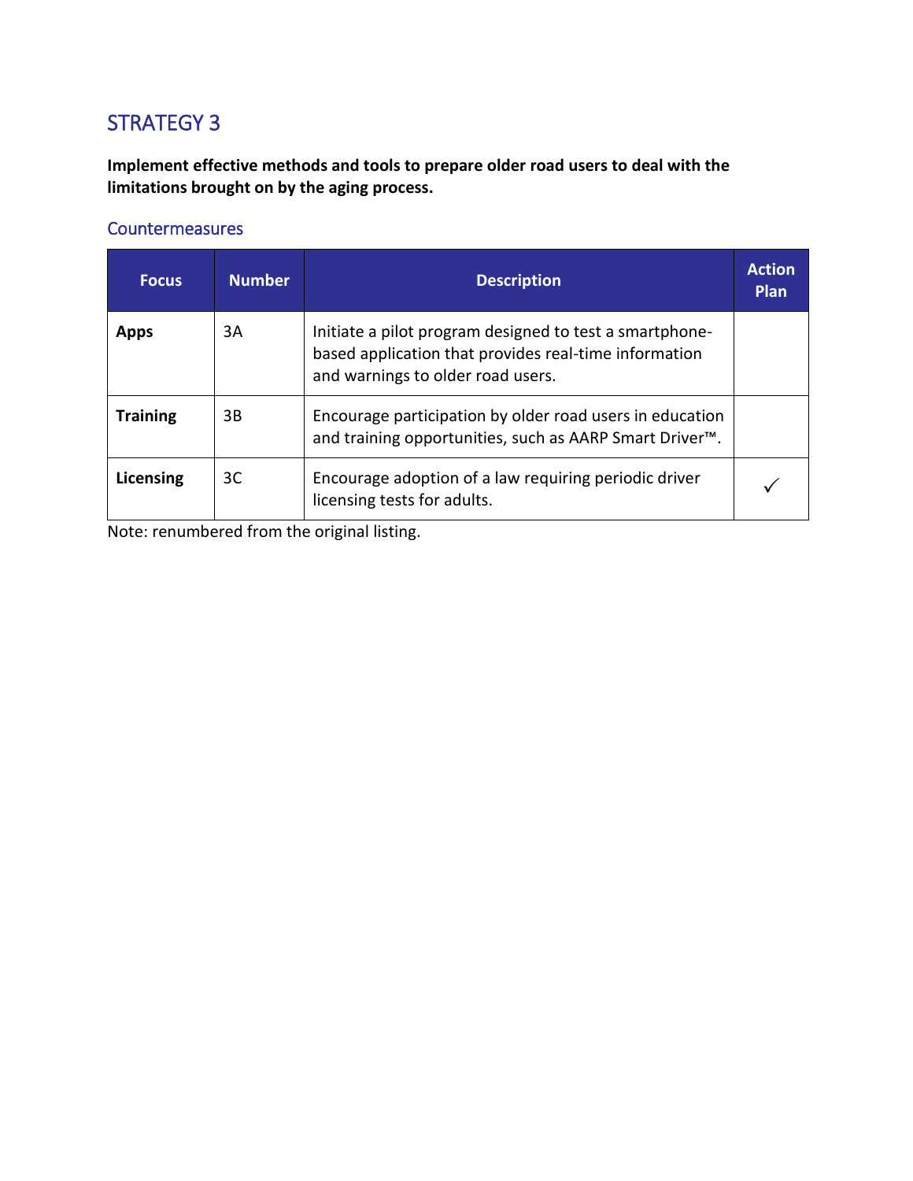## STRATEGY 3

**Implement effective methods and tools to prepare older road users to deal with the limitations brought on by the aging process.**

### Countermeasures

| Focus | Number | Description | Action Plan |
|---|---|---|---|
| **Apps** | 3A | Initiate a pilot program designed to test a smartphone-based application that provides real-time information and warnings to older road users. | |
| **Training** | 3B | Encourage participation by older road users in education and training opportunities, such as AARP Smart Driver™. | |
| **Licensing** | 3C | Encourage adoption of a law requiring periodic driver licensing tests for adults. | ✓ |

Note: renumbered from the original listing.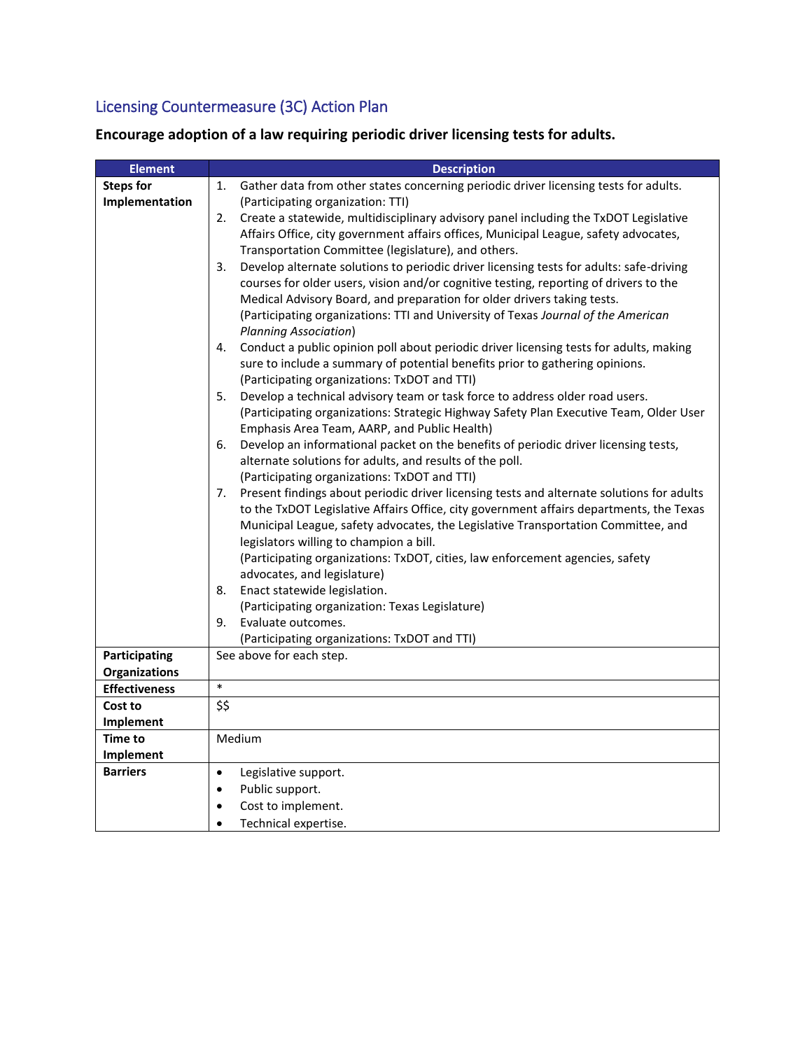## Licensing Countermeasure (3C) Action Plan

**Encourage adoption of a law requiring periodic driver licensing tests for adults.**

| Element | Description |
|---|---|
| **Steps for Implementation** | 1. Gather data from other states concerning periodic driver licensing tests for adults. (Participating organization: TTI)<br>2. Create a statewide, multidisciplinary advisory panel including the TxDOT Legislative Affairs Office, city government affairs offices, Municipal League, safety advocates, Transportation Committee (legislature), and others.<br>3. Develop alternate solutions to periodic driver licensing tests for adults: safe-driving courses for older users, vision and/or cognitive testing, reporting of drivers to the Medical Advisory Board, and preparation for older drivers taking tests. (Participating organizations: TTI and University of Texas *Journal of the American Planning Association*)<br>4. Conduct a public opinion poll about periodic driver licensing tests for adults, making sure to include a summary of potential benefits prior to gathering opinions. (Participating organizations: TxDOT and TTI)<br>5. Develop a technical advisory team or task force to address older road users. (Participating organizations: Strategic Highway Safety Plan Executive Team, Older User Emphasis Area Team, AARP, and Public Health)<br>6. Develop an informational packet on the benefits of periodic driver licensing tests, alternate solutions for adults, and results of the poll. (Participating organizations: TxDOT and TTI)<br>7. Present findings about periodic driver licensing tests and alternate solutions for adults to the TxDOT Legislative Affairs Office, city government affairs departments, the Texas Municipal League, safety advocates, the Legislative Transportation Committee, and legislators willing to champion a bill. (Participating organizations: TxDOT, cities, law enforcement agencies, safety advocates, and legislature)<br>8. Enact statewide legislation. (Participating organization: Texas Legislature)<br>9. Evaluate outcomes. (Participating organizations: TxDOT and TTI) |
| **Participating Organizations** | See above for each step. |
| **Effectiveness** | * |
| **Cost to Implement** | $$ |
| **Time to Implement** | Medium |
| **Barriers** | • Legislative support.<br>• Public support.<br>• Cost to implement.<br>• Technical expertise. |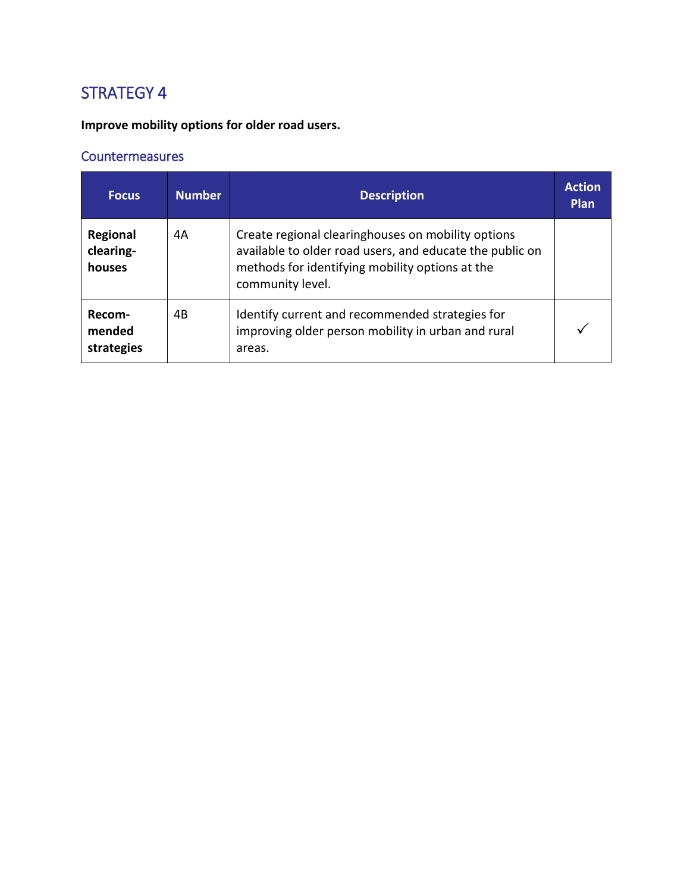## STRATEGY 4

**Improve mobility options for older road users.**

### Countermeasures

| Focus | Number | Description | Action Plan |
|---|---|---|---|
| **Regional clearing-houses** | 4A | Create regional clearinghouses on mobility options available to older road users, and educate the public on methods for identifying mobility options at the community level. | |
| **Recom-mended strategies** | 4B | Identify current and recommended strategies for improving older person mobility in urban and rural areas. | ✓ |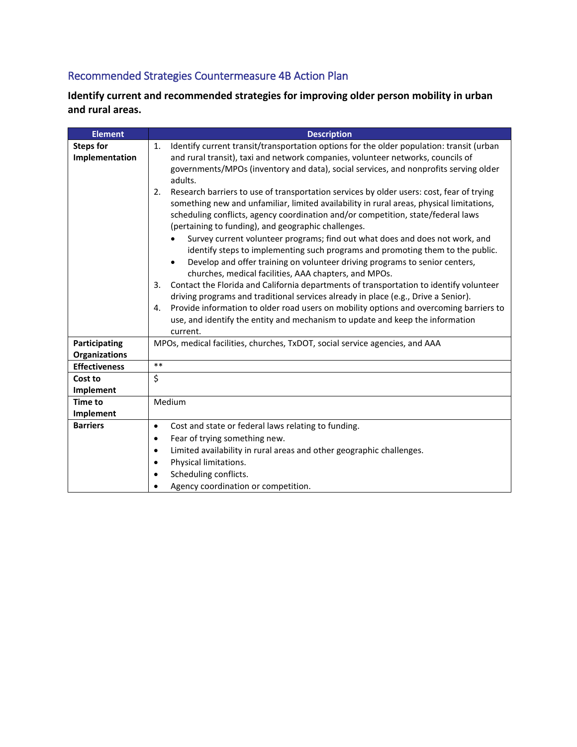## Recommended Strategies Countermeasure 4B Action Plan

**Identify current and recommended strategies for improving older person mobility in urban and rural areas.**

| Element | Description |
|---|---|
| **Steps for Implementation** | 1. Identify current transit/transportation options for the older population: transit (urban and rural transit), taxi and network companies, volunteer networks, councils of governments/MPOs (inventory and data), social services, and nonprofits serving older adults.<br>2. Research barriers to use of transportation services by older users: cost, fear of trying something new and unfamiliar, limited availability in rural areas, physical limitations, scheduling conflicts, agency coordination and/or competition, state/federal laws (pertaining to funding), and geographic challenges.<br>• Survey current volunteer programs; find out what does and does not work, and identify steps to implementing such programs and promoting them to the public.<br>• Develop and offer training on volunteer driving programs to senior centers, churches, medical facilities, AAA chapters, and MPOs.<br>3. Contact the Florida and California departments of transportation to identify volunteer driving programs and traditional services already in place (e.g., Drive a Senior).<br>4. Provide information to older road users on mobility options and overcoming barriers to use, and identify the entity and mechanism to update and keep the information current. |
| **Participating Organizations** | MPOs, medical facilities, churches, TxDOT, social service agencies, and AAA |
| **Effectiveness** | ** |
| **Cost to Implement** | $ |
| **Time to Implement** | Medium |
| **Barriers** | • Cost and state or federal laws relating to funding.<br>• Fear of trying something new.<br>• Limited availability in rural areas and other geographic challenges.<br>• Physical limitations.<br>• Scheduling conflicts.<br>• Agency coordination or competition. |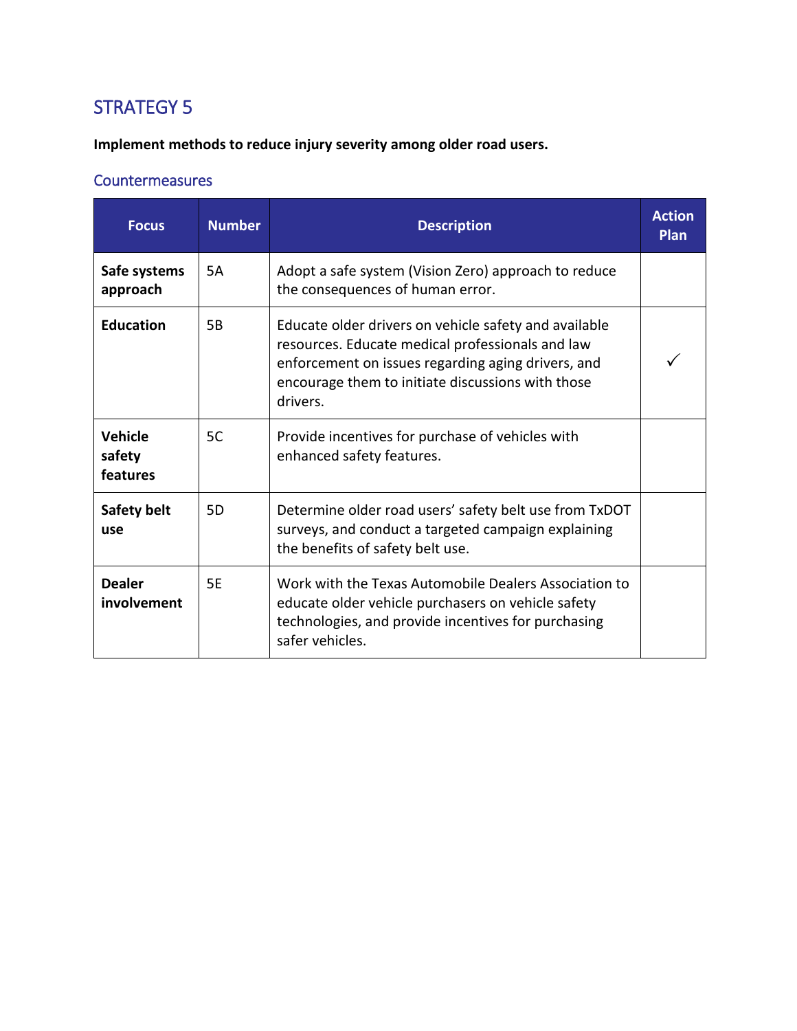## STRATEGY 5

**Implement methods to reduce injury severity among older road users.**

### Countermeasures

| Focus | Number | Description | Action Plan |
|---|---|---|---|
| **Safe systems approach** | 5A | Adopt a safe system (Vision Zero) approach to reduce the consequences of human error. | |
| **Education** | 5B | Educate older drivers on vehicle safety and available resources. Educate medical professionals and law enforcement on issues regarding aging drivers, and encourage them to initiate discussions with those drivers. | ✓ |
| **Vehicle safety features** | 5C | Provide incentives for purchase of vehicles with enhanced safety features. | |
| **Safety belt use** | 5D | Determine older road users' safety belt use from TxDOT surveys, and conduct a targeted campaign explaining the benefits of safety belt use. | |
| **Dealer involvement** | 5E | Work with the Texas Automobile Dealers Association to educate older vehicle purchasers on vehicle safety technologies, and provide incentives for purchasing safer vehicles. | |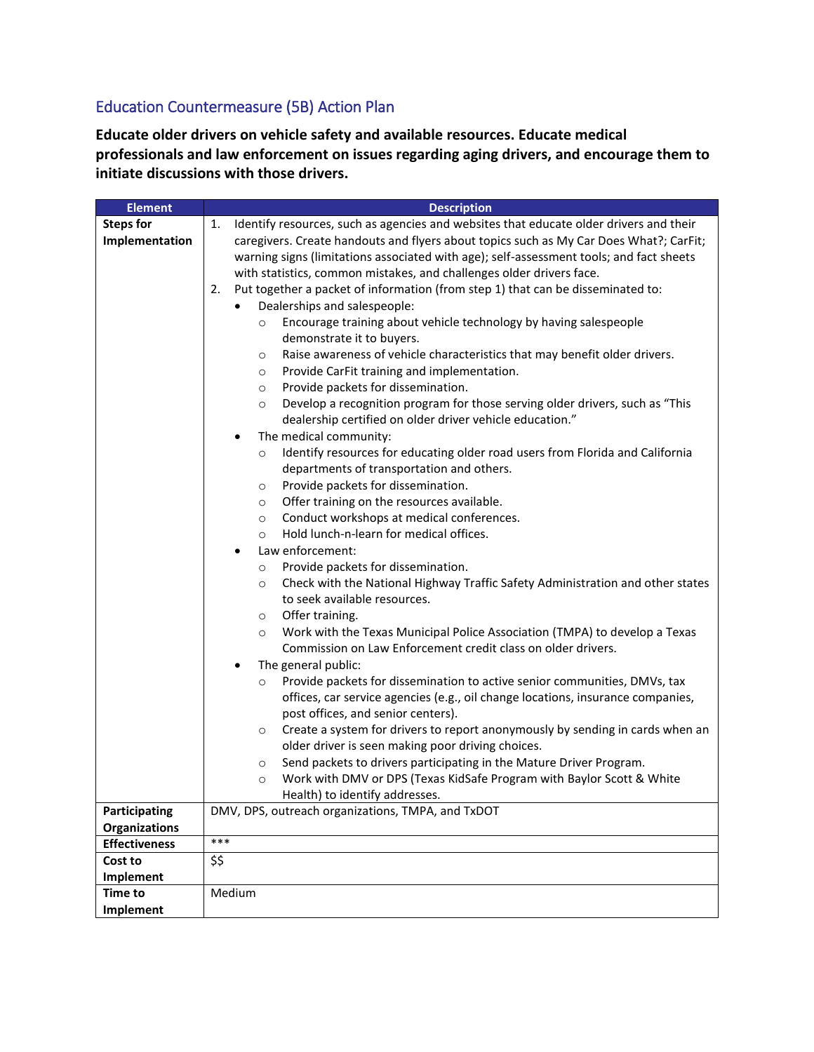## Education Countermeasure (5B) Action Plan

**Educate older drivers on vehicle safety and available resources. Educate medical professionals and law enforcement on issues regarding aging drivers, and encourage them to initiate discussions with those drivers.**

| Element | Description |
|---|---|
| **Steps for Implementation** | 1. Identify resources, such as agencies and websites that educate older drivers and their caregivers. Create handouts and flyers about topics such as My Car Does What?; CarFit; warning signs (limitations associated with age); self-assessment tools; and fact sheets with statistics, common mistakes, and challenges older drivers face.<br>2. Put together a packet of information (from step 1) that can be disseminated to:<br>• Dealerships and salespeople:<br>○ Encourage training about vehicle technology by having salespeople demonstrate it to buyers.<br>○ Raise awareness of vehicle characteristics that may benefit older drivers.<br>○ Provide CarFit training and implementation.<br>○ Provide packets for dissemination.<br>○ Develop a recognition program for those serving older drivers, such as "This dealership certified on older driver vehicle education."<br>• The medical community:<br>○ Identify resources for educating older road users from Florida and California departments of transportation and others.<br>○ Provide packets for dissemination.<br>○ Offer training on the resources available.<br>○ Conduct workshops at medical conferences.<br>○ Hold lunch-n-learn for medical offices.<br>• Law enforcement:<br>○ Provide packets for dissemination.<br>○ Check with the National Highway Traffic Safety Administration and other states to seek available resources.<br>○ Offer training.<br>○ Work with the Texas Municipal Police Association (TMPA) to develop a Texas Commission on Law Enforcement credit class on older drivers.<br>• The general public:<br>○ Provide packets for dissemination to active senior communities, DMVs, tax offices, car service agencies (e.g., oil change locations, insurance companies, post offices, and senior centers).<br>○ Create a system for drivers to report anonymously by sending in cards when an older driver is seen making poor driving choices.<br>○ Send packets to drivers participating in the Mature Driver Program.<br>○ Work with DMV or DPS (Texas KidSafe Program with Baylor Scott & White Health) to identify addresses. |
| **Participating Organizations** | DMV, DPS, outreach organizations, TMPA, and TxDOT |
| **Effectiveness** | *** |
| **Cost to Implement** | $$ |
| **Time to Implement** | Medium |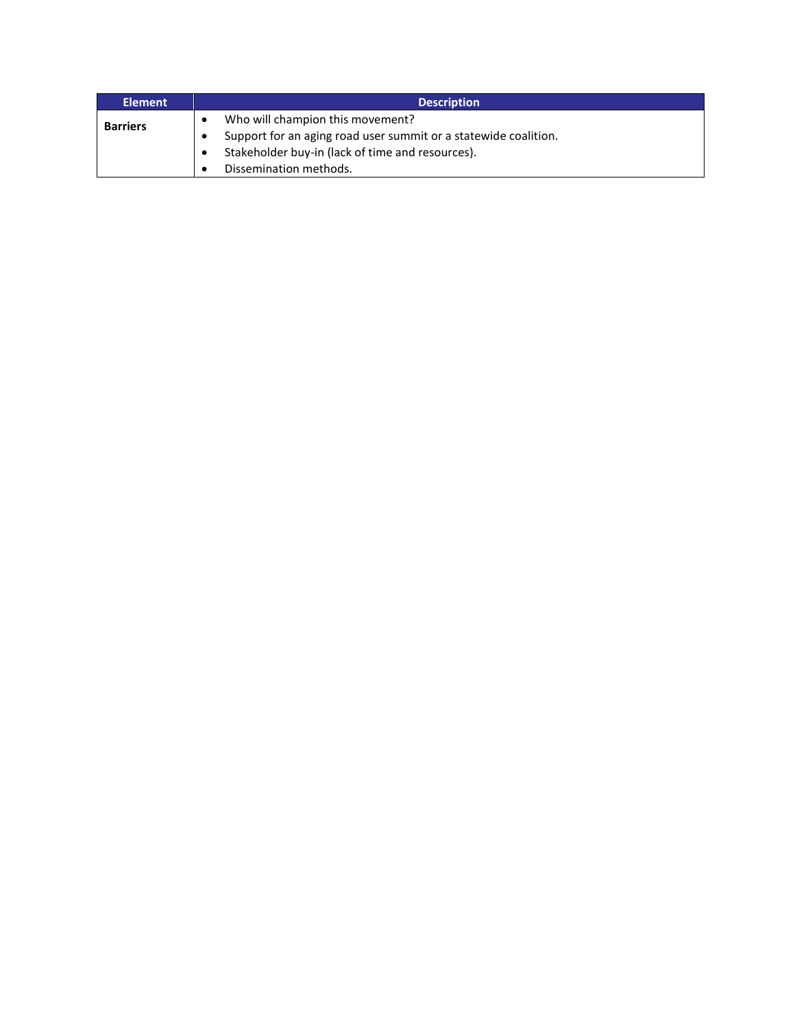| Element | Description |
| --- | --- |
| **Barriers** | • Who will champion this movement?<br>• Support for an aging road user summit or a statewide coalition.<br>• Stakeholder buy-in (lack of time and resources).<br>• Dissemination methods. |